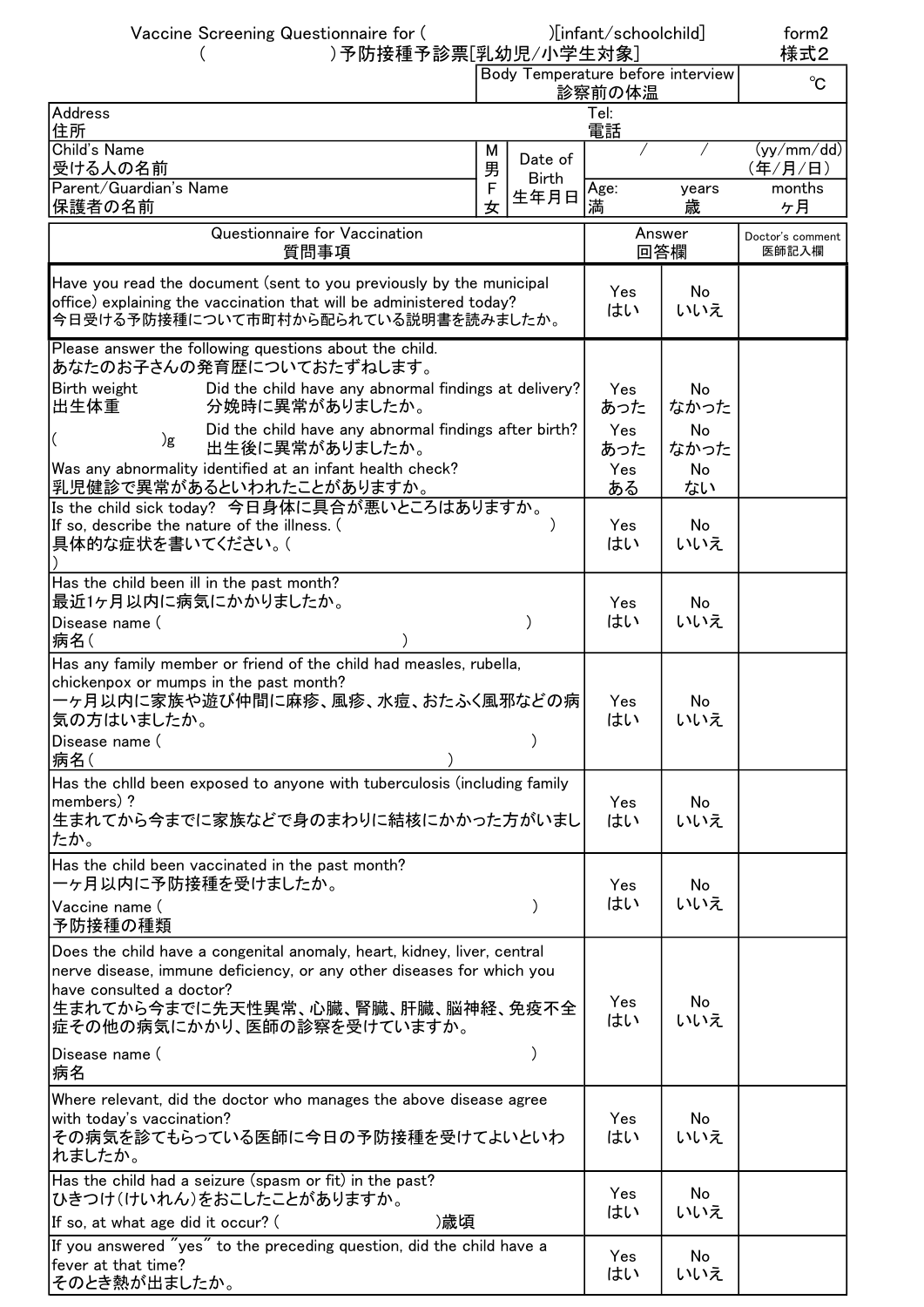Vaccine Screening Questionnaire for (　　　　　　)[infant/schoolchild]　　　form2
(　　　　　　)予防接種予診票[乳幼児/小学生対象]　　　様式2

| Body Temperature before interview 診察前の体温 | ℃ |
|---|---|

| Address 住所 | | | | Tel: 電話 | |
|---|---|---|---|---|---|
| Child's Name 受ける人の名前 | M 男 | Date of Birth 生年月日 | /　　/ | (yy/mm/dd) (年/月/日) | |
| Parent/Guardian's Name 保護者の名前 | F 女 | | Age: 満　　years 歳 | months ヶ月 | |

| Questionnaire for Vaccination 質問事項 | Answer 回答欄 | | Doctor's comment 医師記入欄 |
|---|---|---|---|
| Have you read the document (sent to you previously by the municipal office) explaining the vaccination that will be administered today? 今日受ける予防接種について市町村から配られている説明書を読みましたか。 | Yes はい | No いいえ | |
| Please answer the following questions about the child. あなたのお子さんの発育歴についておたずねします。 | | | |
| Birth weight 出生体重 (　　　)g　Did the child have any abnormal findings at delivery? 分娩時に異常がありましたか。 | Yes あった | No なかった | |
| Did the child have any abnormal findings after birth? 出生後に異常がありましたか。 | Yes あった | No なかった | |
| Was any abnormality identified at an infant health check? 乳児健診で異常があるといわれたことがありますか。 | Yes ある | No ない | |
| Is the child sick today? 今日身体に具合が悪いところはありますか。 If so, describe the nature of the illness. (　　　) 具体的な症状を書いてください。(　　　) | Yes はい | No いいえ | |
| Has the child been ill in the past month? 最近1ヶ月以内に病気にかかりましたか。 Disease name (　　　) 病名(　　　) | Yes はい | No いいえ | |
| Has any family member or friend of the child had measles, rubella, chickenpox or mumps in the past month? 一ヶ月以内に家族や遊び仲間に麻疹、風疹、水痘、おたふく風邪などの病気の方はいましたか。 Disease name (　　　) 病名(　　　) | Yes はい | No いいえ | |
| Has the chlld been exposed to anyone with tuberculosis (including family members)? 生まれてから今までに家族などで身のまわりに結核にかかった方がいましたか。 | Yes はい | No いいえ | |
| Has the child been vaccinated in the past month? 一ヶ月以内に予防接種を受けましたか。 Vaccine name (　　　) 予防接種の種類 | Yes はい | No いいえ | |
| Does the child have a congenital anomaly, heart, kidney, liver, central nerve disease, immune deficiency, or any other diseases for which you have consulted a doctor? 生まれてから今までに先天性異常、心臓、腎臓、肝臓、脳神経、免疫不全症その他の病気にかかり、医師の診察を受けていますか。 Disease name (　　　) 病名 | Yes はい | No いいえ | |
| Where relevant, did the doctor who manages the above disease agree with today's vaccination? その病気を診てもらっている医師に今日の予防接種を受けてよいといわれましたか。 | Yes はい | No いいえ | |
| Has the child had a seizure (spasm or fit) in the past? ひきつけ(けいれん)をおこしたことがありますか。 If so, at what age did it occur? (　　　)歳頃 | Yes はい | No いいえ | |
| If you answered "yes" to the preceding question, did the child have a fever at that time? そのとき熱が出ましたか。 | Yes はい | No いいえ | |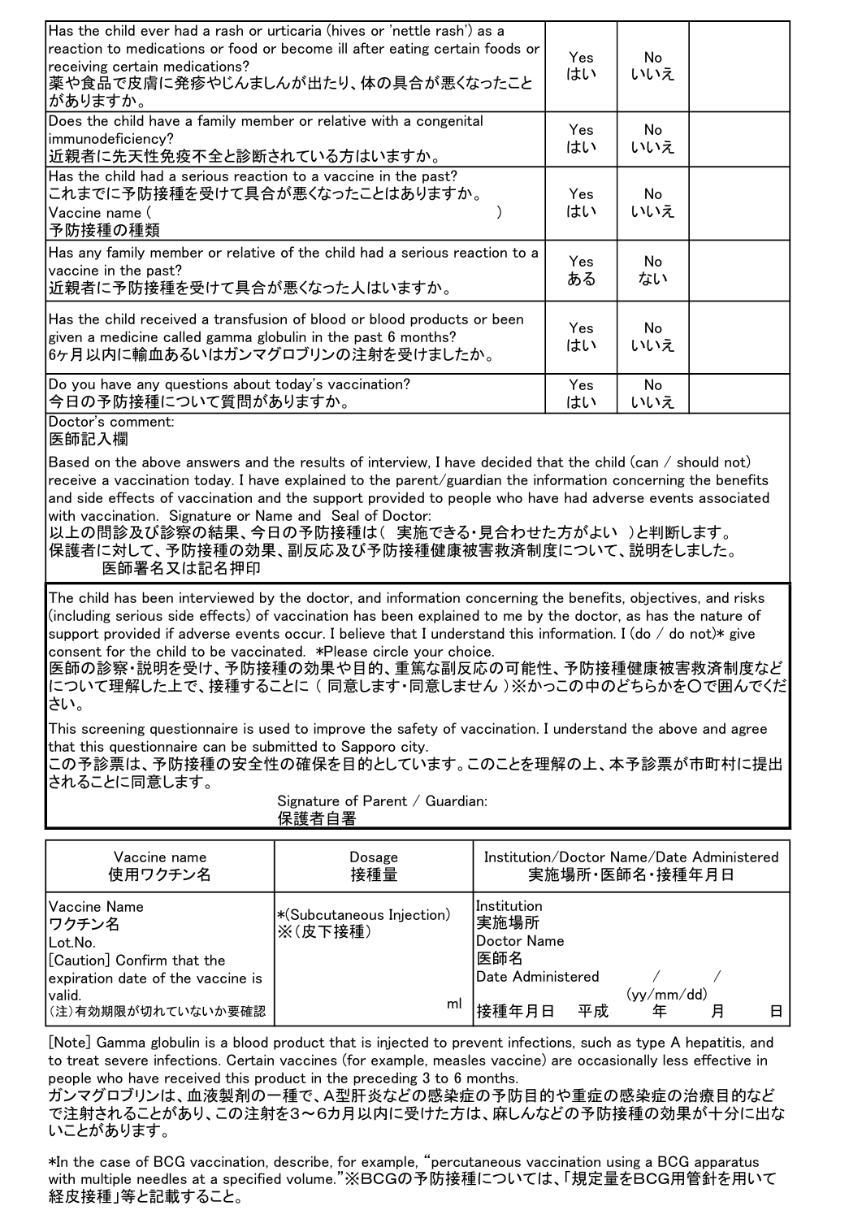| | | | |
|---|---|---|---|
| Has the child ever had a rash or urticaria (hives or 'nettle rash') as a reaction to medications or food or become ill after eating certain foods or receiving certain medications?<br>薬や食品で皮膚に発疹やじんましんが出たり、体の具合が悪くなったことがありますか。 | Yes<br>はい | No<br>いいえ | |
| Does the child have a family member or relative with a congenital immunodeficiency?<br>近親者に先天性免疫不全と診断されている方はいますか。 | Yes<br>はい | No<br>いいえ | |
| Has the child had a serious reaction to a vaccine in the past?<br>これまでに予防接種を受けて具合が悪くなったことはありますか。<br>Vaccine name (　　　　　　　　　　　　　　　　)<br>予防接種の種類 | Yes<br>はい | No<br>いいえ | |
| Has any family member or relative of the child had a serious reaction to a vaccine in the past?<br>近親者に予防接種を受けて具合が悪くなった人はいますか。 | Yes<br>ある | No<br>ない | |
| Has the child received a transfusion of blood or blood products or been given a medicine called gamma globulin in the past 6 months?<br>6ヶ月以内に輸血あるいはガンマグロブリンの注射を受けましたか。 | Yes<br>はい | No<br>いいえ | |
| Do you have any questions about today's vaccination?<br>今日の予防接種について質問がありますか。 | Yes<br>はい | No<br>いいえ | |

Doctor's comment:
医師記入欄

Based on the above answers and the results of interview, I have decided that the child (can / should not) receive a vaccination today. I have explained to the parent/guardian the information concerning the benefits and side effects of vaccination and the support provided to people who have had adverse events associated with vaccination. Signature or Name and Seal of Doctor:
以上の問診及び診察の結果、今日の予防接種は（ 実施できる・見合わせた方がよい ）と判断します。
保護者に対して、予防接種の効果、副反応及び予防接種健康被害救済制度について、説明をしました。
医師署名又は記名押印

The child has been interviewed by the doctor, and information concerning the benefits, objectives, and risks (including serious side effects) of vaccination has been explained to me by the doctor, as has the nature of support provided if adverse events occur. I believe that I understand this information. I (do / do not)* give consent for the child to be vaccinated. *Please circle your choice.
医師の診察・説明を受け、予防接種の効果や目的、重篤な副反応の可能性、予防接種健康被害救済制度などについて理解した上で、接種することに（ 同意します・同意しません ）※かっこの中のどちらかを〇で囲んでください。

This screening questionnaire is used to improve the safety of vaccination. I understand the above and agree that this questionnaire can be submitted to Sapporo city.
この予診票は、予防接種の安全性の確保を目的としています。このことを理解の上、本予診票が市町村に提出されることに同意します。

Signature of Parent / Guardian:
保護者自署

| Vaccine name<br>使用ワクチン名 | Dosage<br>接種量 | Institution/Doctor Name/Date Administered<br>実施場所・医師名・接種年月日 |
|---|---|---|
| Vaccine Name<br>ワクチン名<br>Lot.No.<br>[Caution] Confirm that the expiration date of the vaccine is valid.<br>(注)有効期限が切れていないか要確認 | *(Subcutaneous Injection)<br>※(皮下接種)<br>ml | Institution<br>実施場所<br>Doctor Name<br>医師名<br>Date Administered　/　/<br>(yy/mm/dd)<br>接種年月日　平成　年　月　日 |

[Note] Gamma globulin is a blood product that is injected to prevent infections, such as type A hepatitis, and to treat severe infections. Certain vaccines (for example, measles vaccine) are occasionally less effective in people who have received this product in the preceding 3 to 6 months.
ガンマグロブリンは、血液製剤の一種で、A型肝炎などの感染症の予防目的や重症の感染症の治療目的などで注射されることがあり、この注射を3～6カ月以内に受けた方は、麻しんなどの予防接種の効果が十分に出ないことがあります。

*In the case of BCG vaccination, describe, for example, "percutaneous vaccination using a BCG apparatus with multiple needles at a specified volume." ※BCGの予防接種については、「規定量をBCG用管針を用いて経皮接種」等と記載すること。